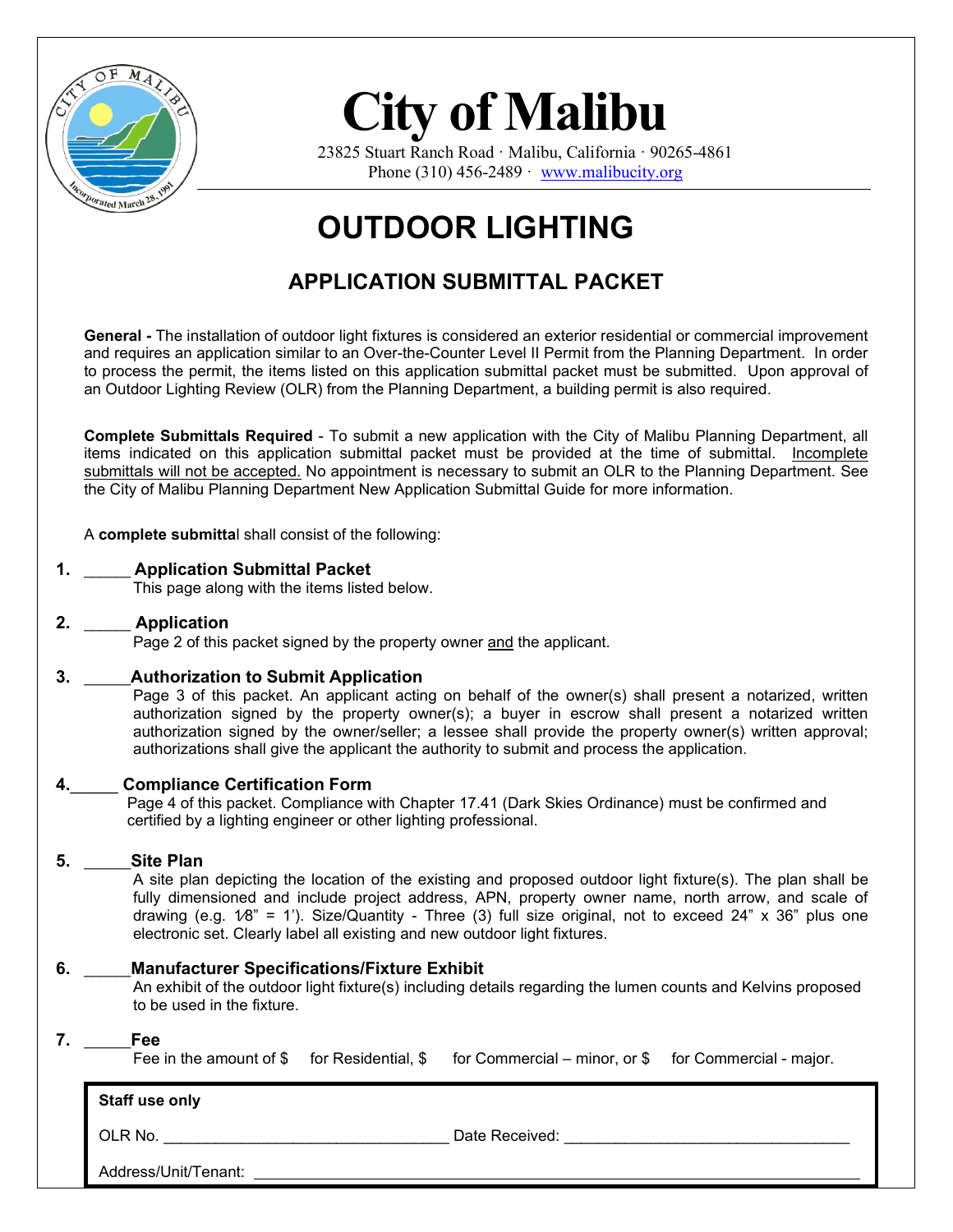# City of Malibu

23825 Stuart Ranch Road · Malibu, California · 90265-4861
Phone (310) 456-2489 · www.malibucity.org

# OUTDOOR LIGHTING

## APPLICATION SUBMITTAL PACKET

**General -** The installation of outdoor light fixtures is considered an exterior residential or commercial improvement and requires an application similar to an Over-the-Counter Level II Permit from the Planning Department. In order to process the permit, the items listed on this application submittal packet must be submitted. Upon approval of an Outdoor Lighting Review (OLR) from the Planning Department, a building permit is also required.

**Complete Submittals Required** - To submit a new application with the City of Malibu Planning Department, all items indicated on this application submittal packet must be provided at the time of submittal. Incomplete submittals will not be accepted. No appointment is necessary to submit an OLR to the Planning Department. See the City of Malibu Planning Department New Application Submittal Guide for more information.

A **complete submittal** shall consist of the following:

1. _____ **Application Submittal Packet**
   This page along with the items listed below.

2. _____ **Application**
   Page 2 of this packet signed by the property owner and the applicant.

3. _____ **Authorization to Submit Application**
   Page 3 of this packet. An applicant acting on behalf of the owner(s) shall present a notarized, written authorization signed by the property owner(s); a buyer in escrow shall present a notarized written authorization signed by the owner/seller; a lessee shall provide the property owner(s) written approval; authorizations shall give the applicant the authority to submit and process the application.

4. _____ **Compliance Certification Form**
   Page 4 of this packet. Compliance with Chapter 17.41 (Dark Skies Ordinance) must be confirmed and certified by a lighting engineer or other lighting professional.

5. _____ **Site Plan**
   A site plan depicting the location of the existing and proposed outdoor light fixture(s). The plan shall be fully dimensioned and include project address, APN, property owner name, north arrow, and scale of drawing (e.g. 1⁄8" = 1'). Size/Quantity - Three (3) full size original, not to exceed 24" x 36" plus one electronic set. Clearly label all existing and new outdoor light fixtures.

6. _____ **Manufacturer Specifications/Fixture Exhibit**
   An exhibit of the outdoor light fixture(s) including details regarding the lumen counts and Kelvins proposed to be used in the fixture.

7. _____ **Fee**
   Fee in the amount of $ for Residential, $ for Commercial – minor, or $ for Commercial - major.

**Staff use only**

OLR No. _______________________________ Date Received: _______________________________

Address/Unit/Tenant: _______________________________________________________________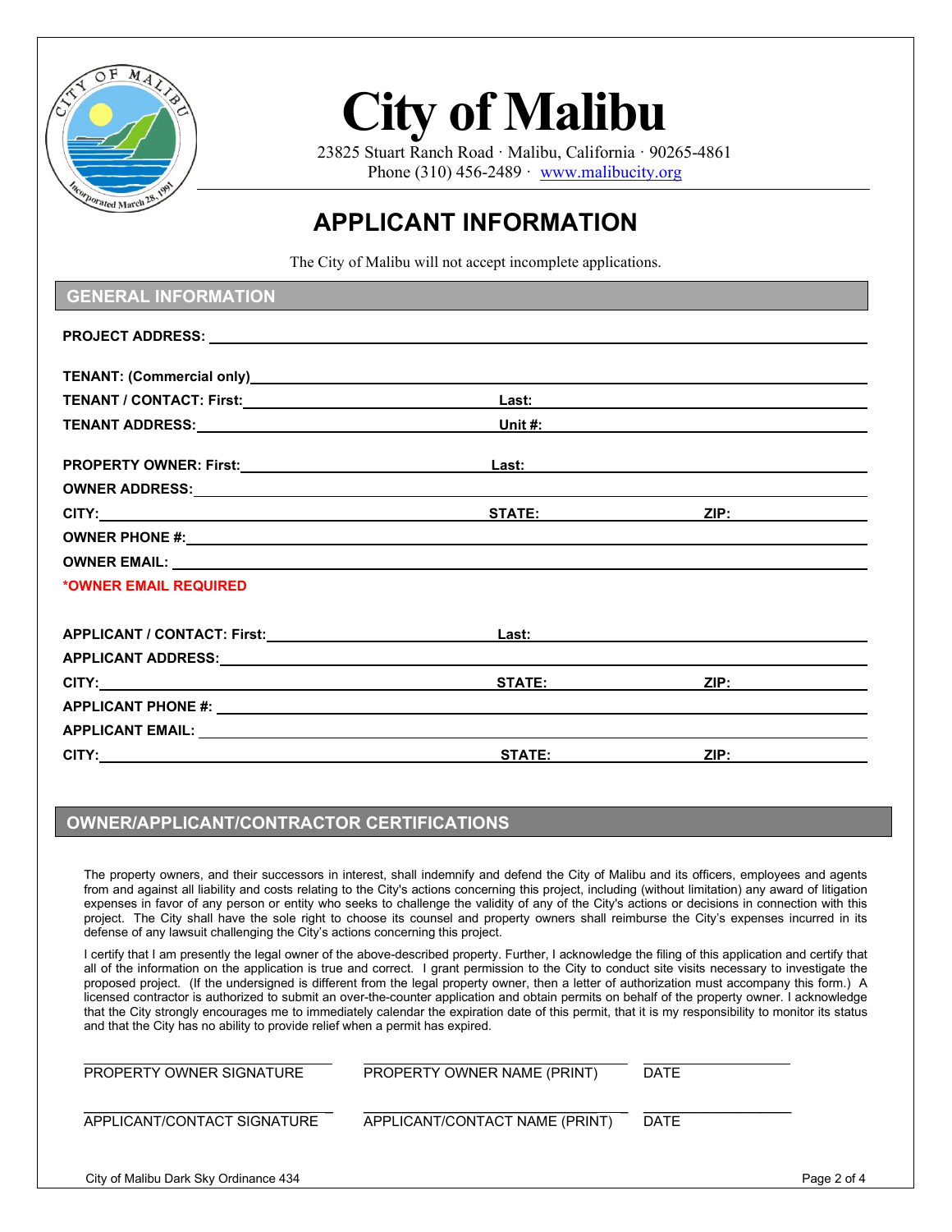# City of Malibu

23825 Stuart Ranch Road · Malibu, California · 90265-4861
Phone (310) 456-2489 · www.malibucity.org

## APPLICANT INFORMATION

The City of Malibu will not accept incomplete applications.

### GENERAL INFORMATION

**PROJECT ADDRESS:** ______________________________

**TENANT: (Commercial only)** ______________________________

**TENANT / CONTACT: First:** ______________ **Last:** ______________

**TENANT ADDRESS:** ______________ **Unit #:** ______________

**PROPERTY OWNER: First:** ______________ **Last:** ______________

**OWNER ADDRESS:** ______________________________

**CITY:** ______________ **STATE:** ________ **ZIP:** ________

**OWNER PHONE #:** ______________________________

**OWNER EMAIL:** ______________________________

***OWNER EMAIL REQUIRED**

**APPLICANT / CONTACT: First:** ______________ **Last:** ______________

**APPLICANT ADDRESS:** ______________________________

**CITY:** ______________ **STATE:** ________ **ZIP:** ________

**APPLICANT PHONE #:** ______________________________

**APPLICANT EMAIL:** ______________________________

**CITY:** ______________ **STATE:** ________ **ZIP:** ________

### OWNER/APPLICANT/CONTRACTOR CERTIFICATIONS

The property owners, and their successors in interest, shall indemnify and defend the City of Malibu and its officers, employees and agents from and against all liability and costs relating to the City's actions concerning this project, including (without limitation) any award of litigation expenses in favor of any person or entity who seeks to challenge the validity of any of the City's actions or decisions in connection with this project. The City shall have the sole right to choose its counsel and property owners shall reimburse the City's expenses incurred in its defense of any lawsuit challenging the City's actions concerning this project.

I certify that I am presently the legal owner of the above-described property. Further, I acknowledge the filing of this application and certify that all of the information on the application is true and correct. I grant permission to the City to conduct site visits necessary to investigate the proposed project. (If the undersigned is different from the legal property owner, then a letter of authorization must accompany this form.) A licensed contractor is authorized to submit an over-the-counter application and obtain permits on behalf of the property owner. I acknowledge that the City strongly encourages me to immediately calendar the expiration date of this permit, that it is my responsibility to monitor its status and that the City has no ability to provide relief when a permit has expired.

| | | |
|---|---|---|
| PROPERTY OWNER SIGNATURE | PROPERTY OWNER NAME (PRINT) | DATE |
| APPLICANT/CONTACT SIGNATURE | APPLICANT/CONTACT NAME (PRINT) | DATE |

City of Malibu Dark Sky Ordinance 434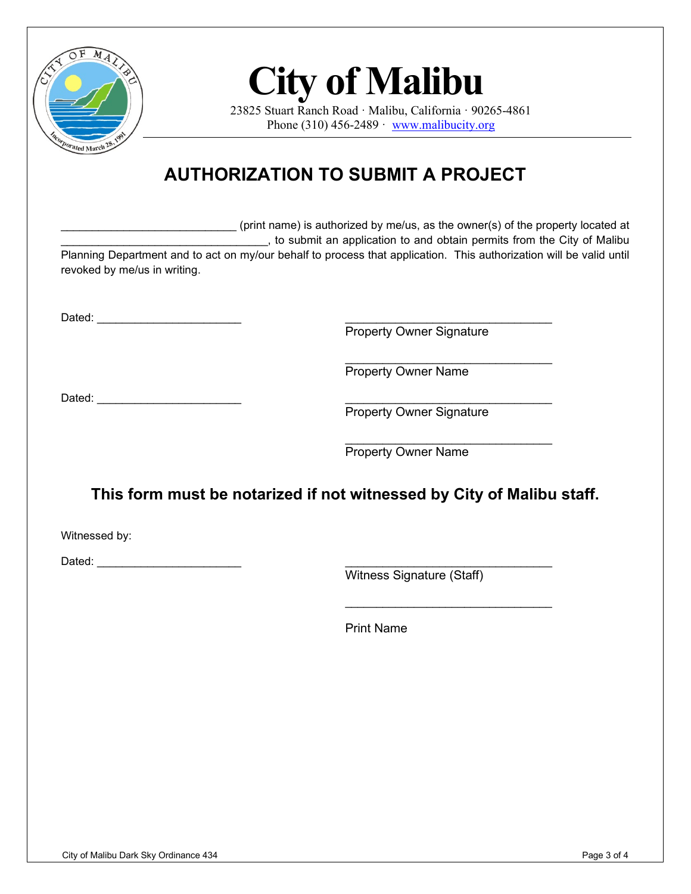# City of Malibu

23825 Stuart Ranch Road · Malibu, California · 90265-4861
Phone (310) 456-2489 · www.malibucity.org

## AUTHORIZATION TO SUBMIT A PROJECT

____________________________ (print name) is authorized by me/us, as the owner(s) of the property located at _________________________________, to submit an application to and obtain permits from the City of Malibu Planning Department and to act on my/our behalf to process that application. This authorization will be valid until revoked by me/us in writing.

Dated: _______________________

_______________________________
Property Owner Signature

_______________________________
Property Owner Name

Dated: _______________________

_______________________________
Property Owner Signature

_______________________________
Property Owner Name

### This form must be notarized if not witnessed by City of Malibu staff.

Witnessed by:

Dated: _______________________

_______________________________
Witness Signature (Staff)

_______________________________

Print Name

City of Malibu Dark Sky Ordinance 434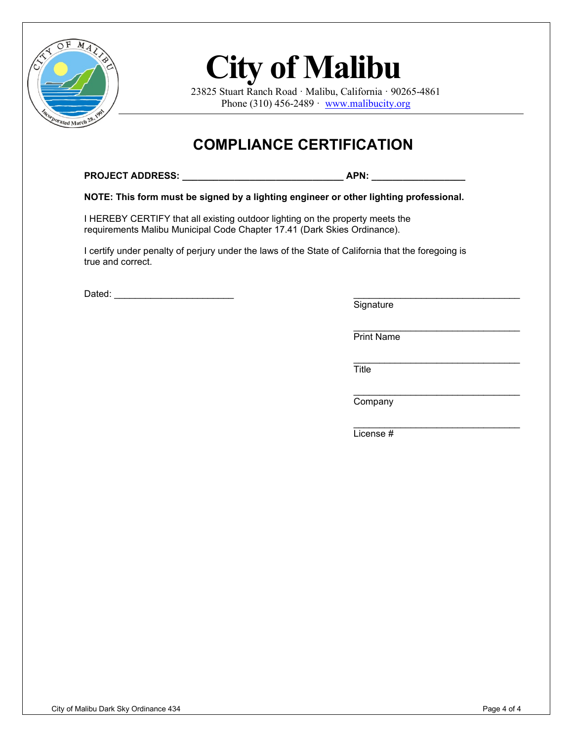# City of Malibu

23825 Stuart Ranch Road · Malibu, California · 90265-4861
Phone (310) 456-2489 · www.malibucity.org

## COMPLIANCE CERTIFICATION

**PROJECT ADDRESS: ______________________________ APN: _________________**

**NOTE: This form must be signed by a lighting engineer or other lighting professional.**

I HEREBY CERTIFY that all existing outdoor lighting on the property meets the requirements Malibu Municipal Code Chapter 17.41 (Dark Skies Ordinance).

I certify under penalty of perjury under the laws of the State of California that the foregoing is true and correct.

Dated: ______________________

________________________________
Signature

________________________________
Print Name

________________________________
Title

________________________________
Company

________________________________
License #